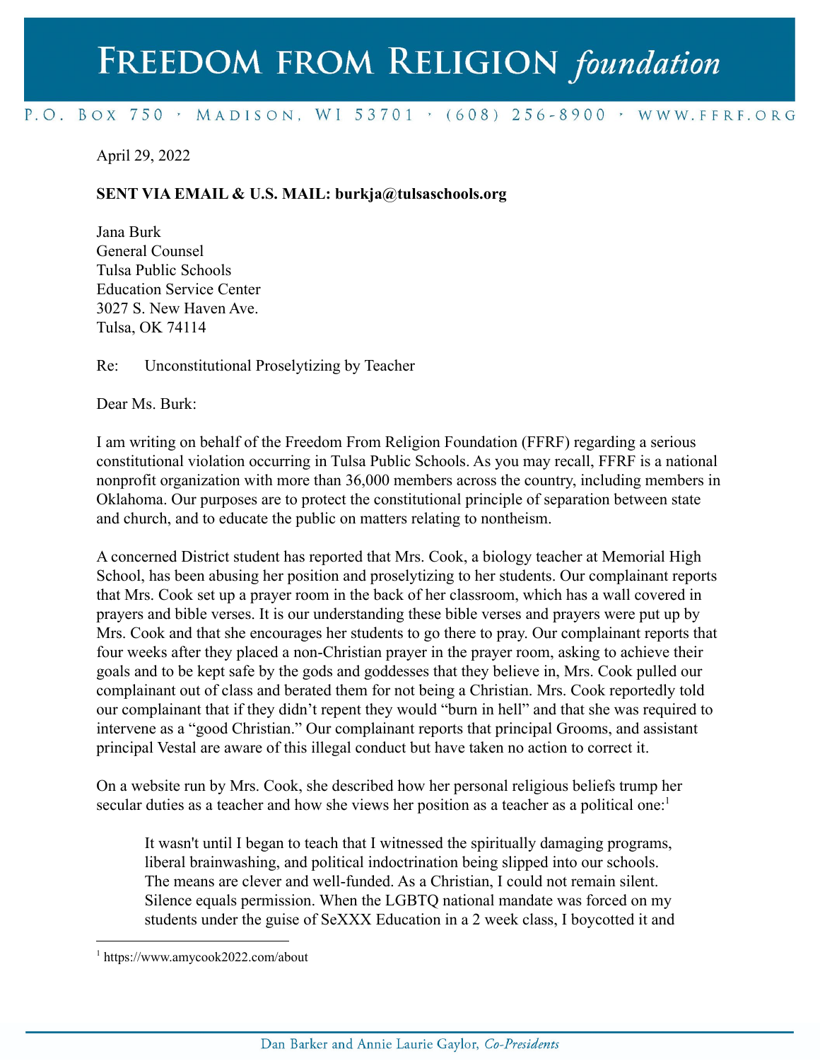# Freedom from Religion *foundation*

P.O. Box 750 · Madison, WI 53701 · (608) 256-8900 · www.ffrf.org

April 29, 2022

**SENT VIA EMAIL & U.S. MAIL: burkja@tulsaschools.org**

Jana Burk
General Counsel
Tulsa Public Schools
Education Service Center
3027 S. New Haven Ave.
Tulsa, OK 74114

Re: Unconstitutional Proselytizing by Teacher

Dear Ms. Burk:

I am writing on behalf of the Freedom From Religion Foundation (FFRF) regarding a serious constitutional violation occurring in Tulsa Public Schools. As you may recall, FFRF is a national nonprofit organization with more than 36,000 members across the country, including members in Oklahoma. Our purposes are to protect the constitutional principle of separation between state and church, and to educate the public on matters relating to nontheism.

A concerned District student has reported that Mrs. Cook, a biology teacher at Memorial High School, has been abusing her position and proselytizing to her students. Our complainant reports that Mrs. Cook set up a prayer room in the back of her classroom, which has a wall covered in prayers and bible verses. It is our understanding these bible verses and prayers were put up by Mrs. Cook and that she encourages her students to go there to pray. Our complainant reports that four weeks after they placed a non-Christian prayer in the prayer room, asking to achieve their goals and to be kept safe by the gods and goddesses that they believe in, Mrs. Cook pulled our complainant out of class and berated them for not being a Christian. Mrs. Cook reportedly told our complainant that if they didn't repent they would "burn in hell" and that she was required to intervene as a "good Christian." Our complainant reports that principal Grooms, and assistant principal Vestal are aware of this illegal conduct but have taken no action to correct it.

On a website run by Mrs. Cook, she described how her personal religious beliefs trump her secular duties as a teacher and how she views her position as a teacher as a political one:[1]

> It wasn't until I began to teach that I witnessed the spiritually damaging programs, liberal brainwashing, and political indoctrination being slipped into our schools. The means are clever and well-funded. As a Christian, I could not remain silent. Silence equals permission. When the LGBTQ national mandate was forced on my students under the guise of SeXXX Education in a 2 week class, I boycotted it and

[1] https://www.amycook2022.com/about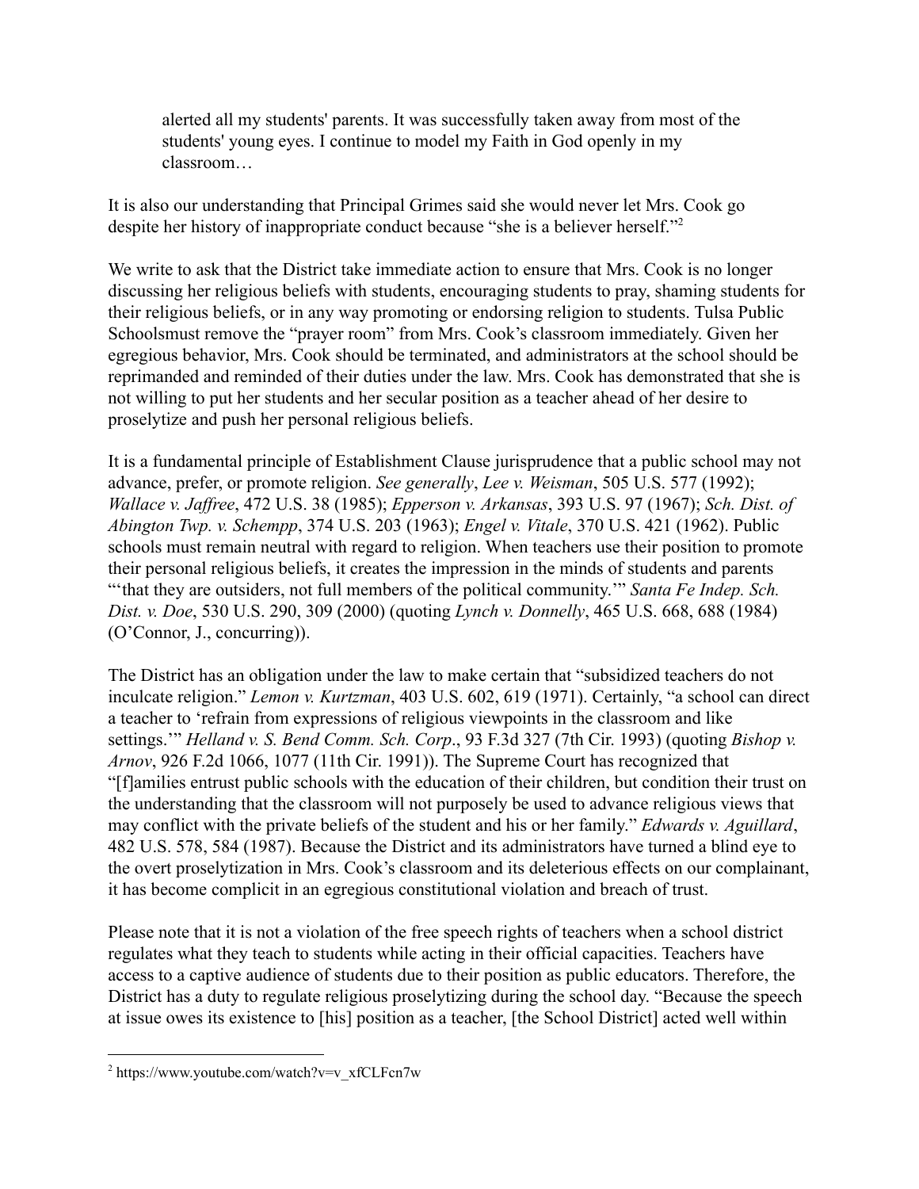> alerted all my students' parents. It was successfully taken away from most of the students' young eyes. I continue to model my Faith in God openly in my classroom…

It is also our understanding that Principal Grimes said she would never let Mrs. Cook go despite her history of inappropriate conduct because "she is a believer herself."[2]

We write to ask that the District take immediate action to ensure that Mrs. Cook is no longer discussing her religious beliefs with students, encouraging students to pray, shaming students for their religious beliefs, or in any way promoting or endorsing religion to students. Tulsa Public Schoolsmust remove the "prayer room" from Mrs. Cook's classroom immediately. Given her egregious behavior, Mrs. Cook should be terminated, and administrators at the school should be reprimanded and reminded of their duties under the law. Mrs. Cook has demonstrated that she is not willing to put her students and her secular position as a teacher ahead of her desire to proselytize and push her personal religious beliefs.

It is a fundamental principle of Establishment Clause jurisprudence that a public school may not advance, prefer, or promote religion. *See generally*, *Lee v. Weisman*, 505 U.S. 577 (1992); *Wallace v. Jaffree*, 472 U.S. 38 (1985); *Epperson v. Arkansas*, 393 U.S. 97 (1967); *Sch. Dist. of Abington Twp. v. Schempp*, 374 U.S. 203 (1963); *Engel v. Vitale*, 370 U.S. 421 (1962). Public schools must remain neutral with regard to religion. When teachers use their position to promote their personal religious beliefs, it creates the impression in the minds of students and parents "'that they are outsiders, not full members of the political community.'" *Santa Fe Indep. Sch. Dist. v. Doe*, 530 U.S. 290, 309 (2000) (quoting *Lynch v. Donnelly*, 465 U.S. 668, 688 (1984) (O'Connor, J., concurring)).

The District has an obligation under the law to make certain that "subsidized teachers do not inculcate religion." *Lemon v. Kurtzman*, 403 U.S. 602, 619 (1971). Certainly, "a school can direct a teacher to 'refrain from expressions of religious viewpoints in the classroom and like settings.'" *Helland v. S. Bend Comm. Sch. Corp*., 93 F.3d 327 (7th Cir. 1993) (quoting *Bishop v. Arnov*, 926 F.2d 1066, 1077 (11th Cir. 1991)). The Supreme Court has recognized that "[f]amilies entrust public schools with the education of their children, but condition their trust on the understanding that the classroom will not purposely be used to advance religious views that may conflict with the private beliefs of the student and his or her family." *Edwards v. Aguillard*, 482 U.S. 578, 584 (1987). Because the District and its administrators have turned a blind eye to the overt proselytization in Mrs. Cook's classroom and its deleterious effects on our complainant, it has become complicit in an egregious constitutional violation and breach of trust.

Please note that it is not a violation of the free speech rights of teachers when a school district regulates what they teach to students while acting in their official capacities. Teachers have access to a captive audience of students due to their position as public educators. Therefore, the District has a duty to regulate religious proselytizing during the school day. "Because the speech at issue owes its existence to [his] position as a teacher, [the School District] acted well within

---

[2] https://www.youtube.com/watch?v=v_xfCLFcn7w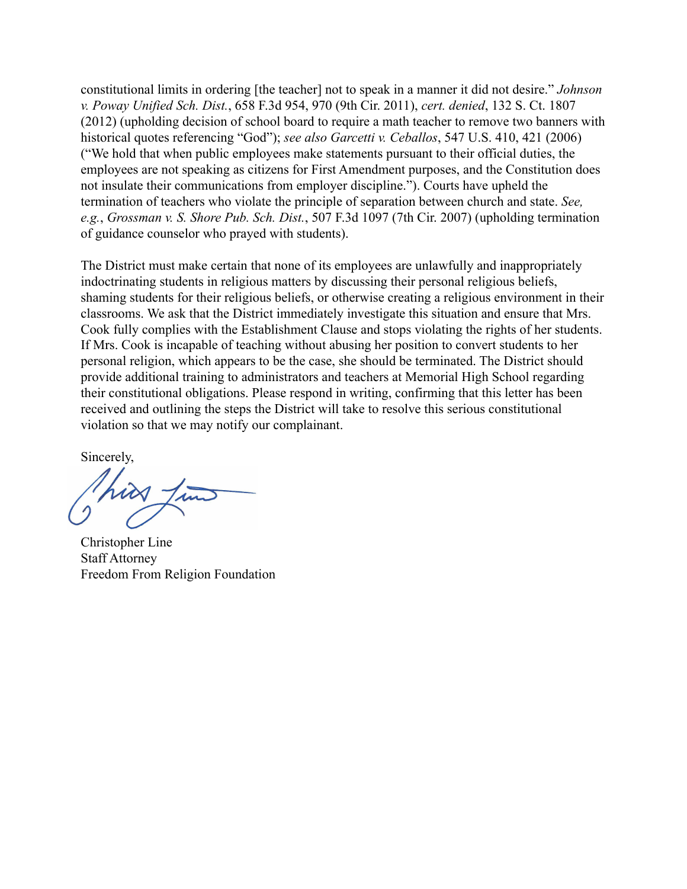constitutional limits in ordering [the teacher] not to speak in a manner it did not desire." *Johnson v. Poway Unified Sch. Dist.*, 658 F.3d 954, 970 (9th Cir. 2011), *cert. denied*, 132 S. Ct. 1807 (2012) (upholding decision of school board to require a math teacher to remove two banners with historical quotes referencing "God"); *see also Garcetti v. Ceballos*, 547 U.S. 410, 421 (2006) ("We hold that when public employees make statements pursuant to their official duties, the employees are not speaking as citizens for First Amendment purposes, and the Constitution does not insulate their communications from employer discipline."). Courts have upheld the termination of teachers who violate the principle of separation between church and state. *See, e.g.*, *Grossman v. S. Shore Pub. Sch. Dist.*, 507 F.3d 1097 (7th Cir. 2007) (upholding termination of guidance counselor who prayed with students).

The District must make certain that none of its employees are unlawfully and inappropriately indoctrinating students in religious matters by discussing their personal religious beliefs, shaming students for their religious beliefs, or otherwise creating a religious environment in their classrooms. We ask that the District immediately investigate this situation and ensure that Mrs. Cook fully complies with the Establishment Clause and stops violating the rights of her students. If Mrs. Cook is incapable of teaching without abusing her position to convert students to her personal religion, which appears to be the case, she should be terminated. The District should provide additional training to administrators and teachers at Memorial High School regarding their constitutional obligations. Please respond in writing, confirming that this letter has been received and outlining the steps the District will take to resolve this serious constitutional violation so that we may notify our complainant.

Sincerely,

Christopher Line
Staff Attorney
Freedom From Religion Foundation